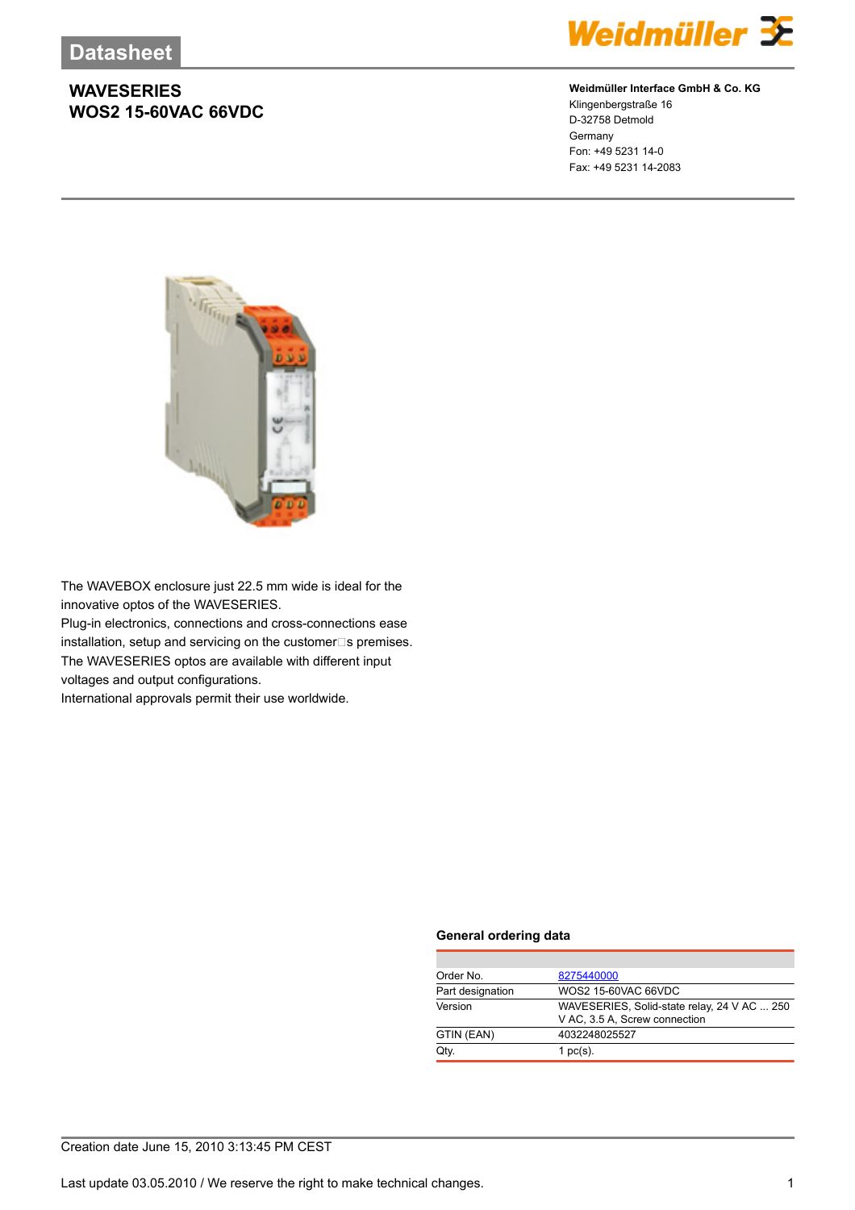Datasheet

# WAVESERIES
# WOS2 15-60VAC 66VDC

**Weidmüller Interface GmbH & Co. KG**
Klingenbergstraße 16
D-32758 Detmold
Germany
Fon: +49 5231 14-0
Fax: +49 5231 14-2083

The WAVEBOX enclosure just 22.5 mm wide is ideal for the innovative optos of the WAVESERIES.
Plug-in electronics, connections and cross-connections ease installation, setup and servicing on the customer□s premises.
The WAVESERIES optos are available with different input voltages and output configurations.
International approvals permit their use worldwide.

## General ordering data

| | |
|---|---|
| Order No. | 8275440000 |
| Part designation | WOS2 15-60VAC 66VDC |
| Version | WAVESERIES, Solid-state relay, 24 V AC ... 250 V AC, 3.5 A, Screw connection |
| GTIN (EAN) | 4032248025527 |
| Qty. | 1 pc(s). |

Creation date June 15, 2010 3:13:45 PM CEST

Last update 03.05.2010 / We reserve the right to make technical changes.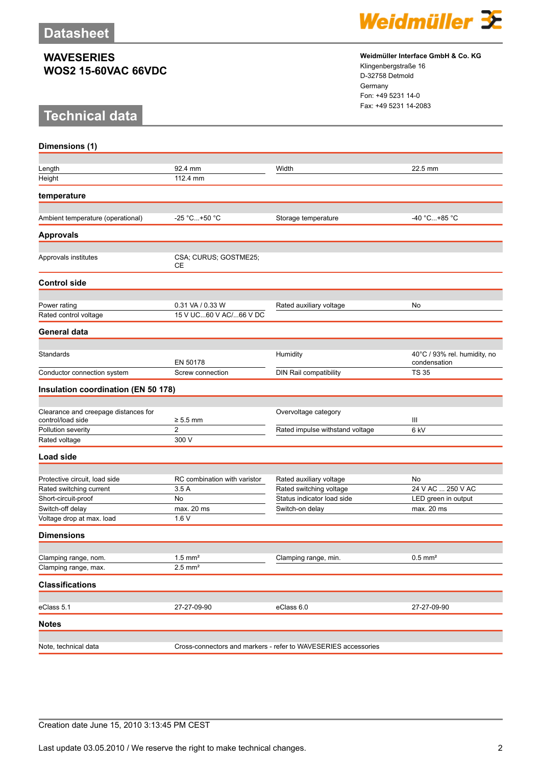# Datasheet

## WAVESERIES
## WOS2 15-60VAC 66VDC

**Weidmüller Interface GmbH & Co. KG**
Klingenbergstraße 16
D-32758 Detmold
Germany
Fon: +49 5231 14-0
Fax: +49 5231 14-2083

# Technical data

### Dimensions (1)

| | | | |
|---|---|---|---|
| Length | 92.4 mm | Width | 22.5 mm |
| Height | 112.4 mm | | |

### temperature

| | | | |
|---|---|---|---|
| Ambient temperature (operational) | -25 °C...+50 °C | Storage temperature | -40 °C...+85 °C |

### Approvals

| | | | |
|---|---|---|---|
| Approvals institutes | CSA; CURUS; GOSTME25; CE | | |

### Control side

| | | | |
|---|---|---|---|
| Power rating | 0.31 VA / 0.33 W | Rated auxiliary voltage | No |
| Rated control voltage | 15 V UC...60 V AC/...66 V DC | | |

### General data

| | | | |
|---|---|---|---|
| Standards | EN 50178 | Humidity | 40°C / 93% rel. humidity, no condensation |
| Conductor connection system | Screw connection | DIN Rail compatibility | TS 35 |

### Insulation coordination (EN 50 178)

| | | | |
|---|---|---|---|
| Clearance and creepage distances for control/load side | ≥ 5.5 mm | Overvoltage category | III |
| Pollution severity | 2 | Rated impulse withstand voltage | 6 kV |
| Rated voltage | 300 V | | |

### Load side

| | | | |
|---|---|---|---|
| Protective circuit, load side | RC combination with varistor | Rated auxiliary voltage | No |
| Rated switching current | 3.5 A | Rated switching voltage | 24 V AC ... 250 V AC |
| Short-circuit-proof | No | Status indicator load side | LED green in output |
| Switch-off delay | max. 20 ms | Switch-on delay | max. 20 ms |
| Voltage drop at max. load | 1.6 V | | |

### Dimensions

| | | | |
|---|---|---|---|
| Clamping range, nom. | 1.5 mm² | Clamping range, min. | 0.5 mm² |
| Clamping range, max. | 2.5 mm² | | |

### Classifications

| | | | |
|---|---|---|---|
| eClass 5.1 | 27-27-09-90 | eClass 6.0 | 27-27-09-90 |

### Notes

| | |
|---|---|
| Note, technical data | Cross-connectors and markers - refer to WAVESERIES accessories |

Creation date June 15, 2010 3:13:45 PM CEST

Last update 03.05.2010 / We reserve the right to make technical changes.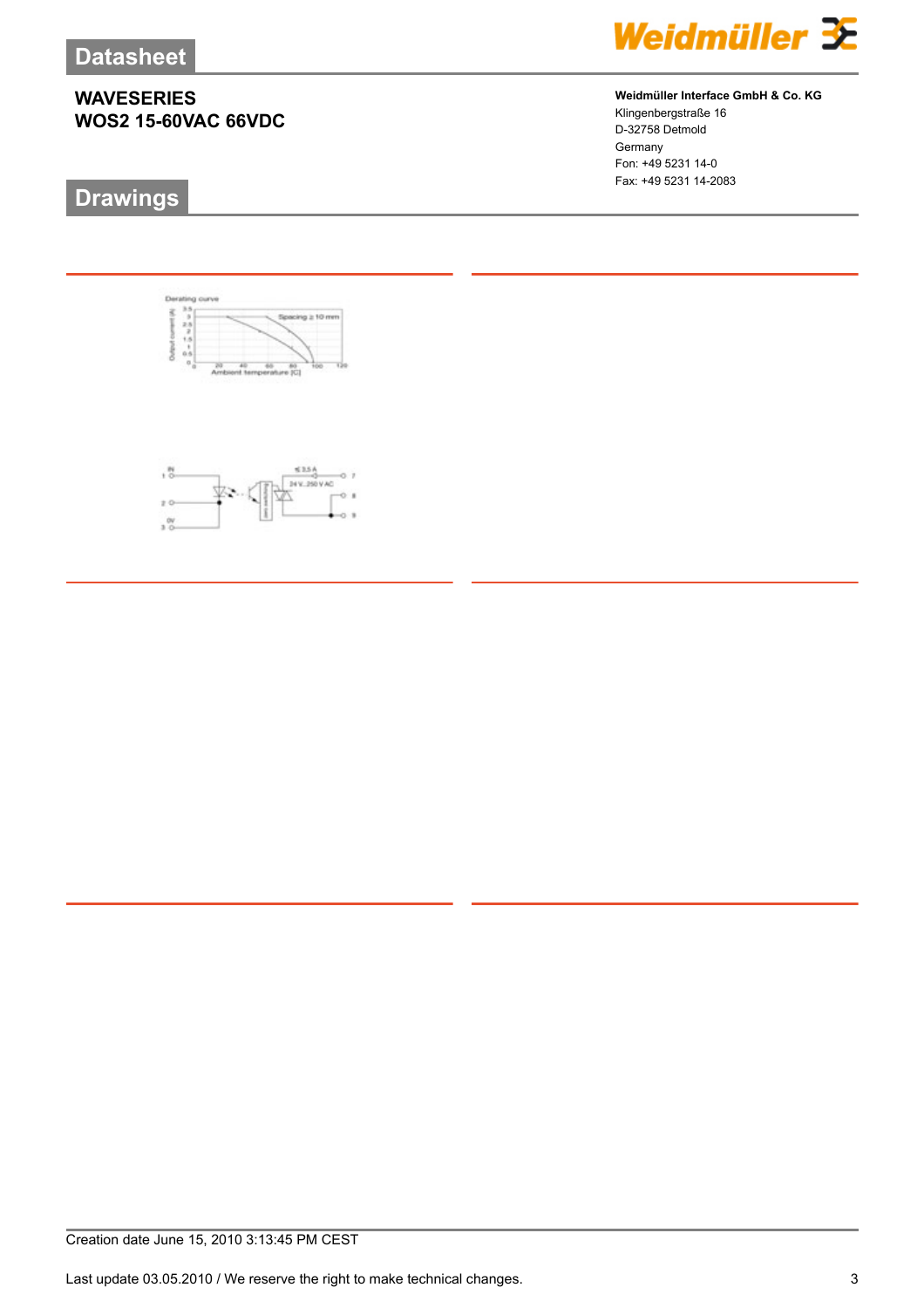# Datasheet

**WAVESERIES**
**WOS2 15-60VAC 66VDC**

**Weidmüller Interface GmbH & Co. KG**
Klingenbergstraße 16
D-32758 Detmold
Germany
Fon: +49 5231 14-0
Fax: +49 5231 14-2083

## Drawings

Derating curve

Output current (A)

3.5
3
2.5
2
1.5
1
0.5
0

Spacing ≥ 10 mm

0
20
40
60
80
100
120

Ambient temperature [C]

IN
1
2
0V
3

≤ 3.5 A
24 V...250 V AC
7
8
9

Creation date June 15, 2010 3:13:45 PM CEST

Last update 03.05.2010 / We reserve the right to make technical changes.